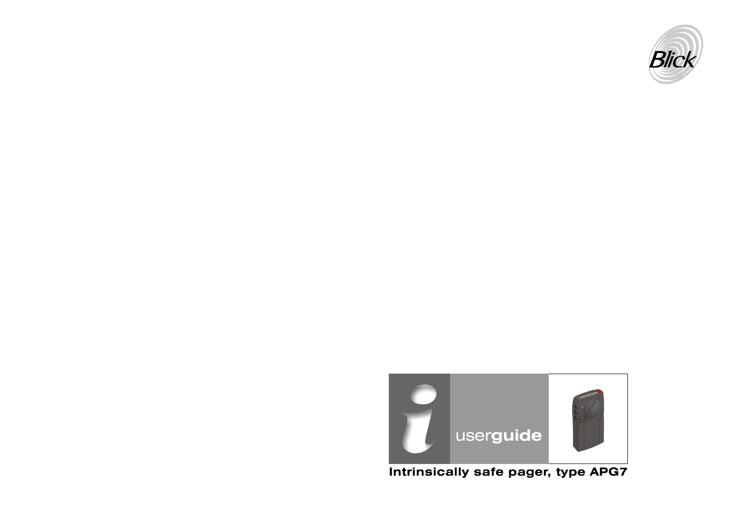Blick

userguide

# Intrinsically safe pager, type APG7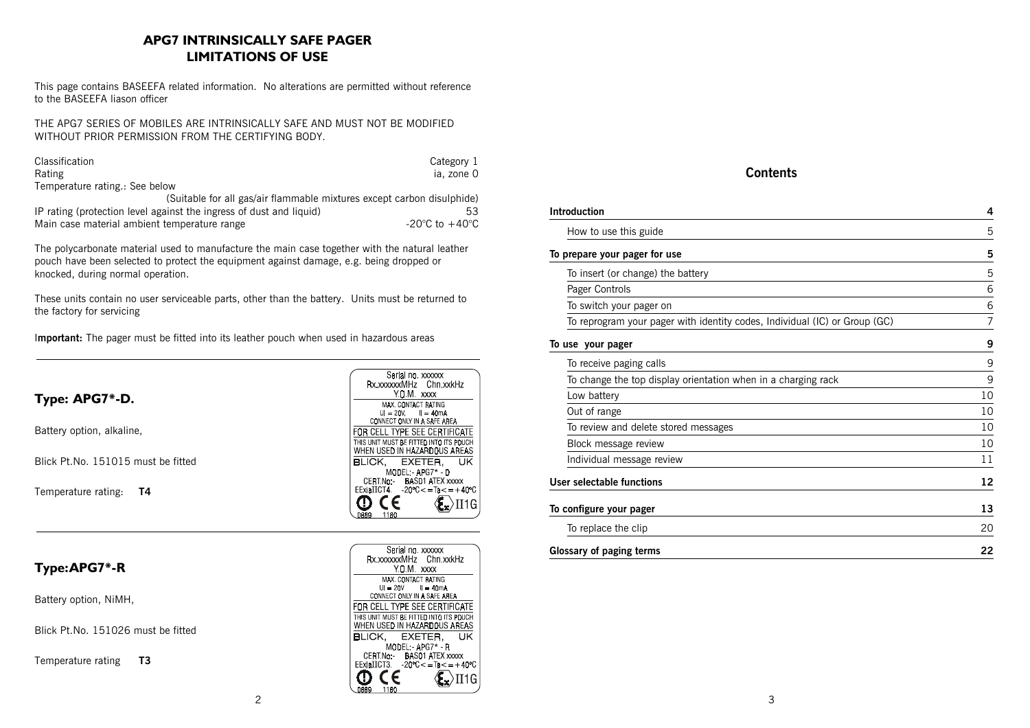# APG7 INTRINSICALLY SAFE PAGER
# LIMITATIONS OF USE

This page contains BASEEFA related information. No alterations are permitted without reference to the BASEEFA liason officer

THE APG7 SERIES OF MOBILES ARE INTRINSICALLY SAFE AND MUST NOT BE MODIFIED WITHOUT PRIOR PERMISSION FROM THE CERTIFYING BODY.

| | |
|---|---|
| Classification | Category 1 |
| Rating | ia, zone 0 |
| Temperature rating.: See below | |
| | (Suitable for all gas/air flammable mixtures except carbon disulphide) |
| IP rating (protection level against the ingress of dust and liquid) | 53 |
| Main case material ambient temperature range | -20°C to +40°C |

The polycarbonate material used to manufacture the main case together with the natural leather pouch have been selected to protect the equipment against damage, e.g. being dropped or knocked, during normal operation.

These units contain no user serviceable parts, other than the battery. Units must be returned to the factory for servicing

**Important:** The pager must be fitted into its leather pouch when used in hazardous areas

## Type: APG7*-D.

Battery option, alkaline,

Blick Pt.No. 151015 must be fitted

Temperature rating: **T4**

Serial no. xxxxxx
Rx.xxxxxxMHz Chn.xxkHz
Y.O.M. xxxx
MAX. CONTACT RATING
Ui = 20V. Ii = 40mA
CONNECT ONLY IN A SAFE AREA
FOR CELL TYPE SEE CERTIFICATE
THIS UNIT MUST BE FITTED INTO ITS POUCH WHEN USED IN HAZARDOUS AREAS
BLICK, EXETER, UK
MODEL:- APG7* - D
CERT.No:- BAS01 ATEX xxxxx
EExiaIICT4. -20°C<=Ta<=+40°C
0889 1180 II1G

## Type:APG7*-R

Battery option, NiMH,

Blick Pt.No. 151026 must be fitted

Temperature rating **T3**

Serial no. xxxxxx
Rx.xxxxxxMHz Chn.xxkHz
Y.O.M. xxxx
MAX. CONTACT RATING
Ui = 20V Ii = 40mA
CONNECT ONLY IN A SAFE AREA
FOR CELL TYPE SEE CERTIFICATE
THIS UNIT MUST BE FITTED INTO ITS POUCH WHEN USED IN HAZARDOUS AREAS
BLICK, EXETER, UK
MODEL:- APG7* - R
CERT.No:- BAS01 ATEX xxxxx
EExiaIICT3. -20°C<=Ta<=+40°C
0889 1180 II1G

## Contents

| | |
|---|---|
| **Introduction** | **4** |
| How to use this guide | 5 |
| **To prepare your pager for use** | **5** |
| To insert (or change) the battery | 5 |
| Pager Controls | 6 |
| To switch your pager on | 6 |
| To reprogram your pager with identity codes, Individual (IC) or Group (GC) | 7 |
| **To use your pager** | **9** |
| To receive paging calls | 9 |
| To change the top display orientation when in a charging rack | 9 |
| Low battery | 10 |
| Out of range | 10 |
| To review and delete stored messages | 10 |
| Block message review | 10 |
| Individual message review | 11 |
| **User selectable functions** | **12** |
| **To configure your pager** | **13** |
| To replace the clip | 20 |
| **Glossary of paging terms** | **22** |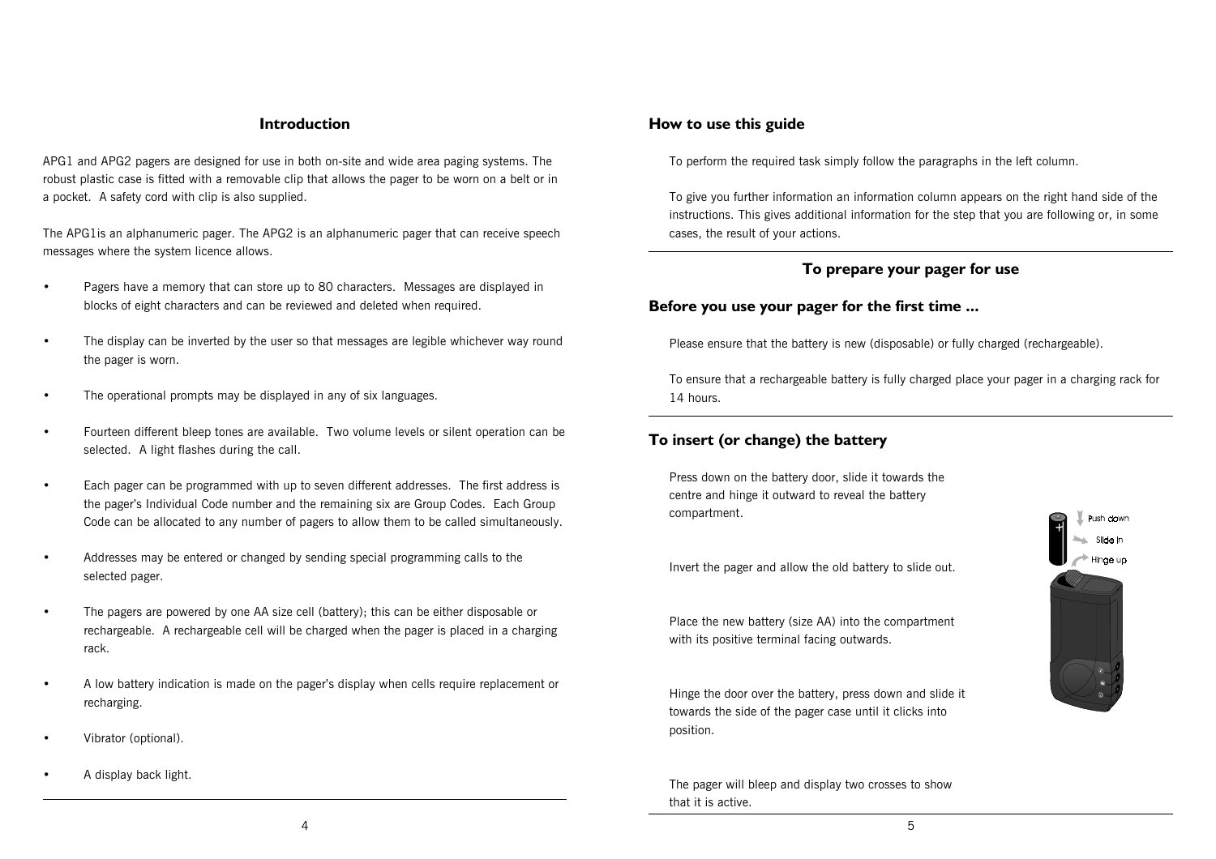## Introduction

APG1 and APG2 pagers are designed for use in both on-site and wide area paging systems. The robust plastic case is fitted with a removable clip that allows the pager to be worn on a belt or in a pocket. A safety cord with clip is also supplied.

The APG1is an alphanumeric pager. The APG2 is an alphanumeric pager that can receive speech messages where the system licence allows.

- Pagers have a memory that can store up to 80 characters. Messages are displayed in blocks of eight characters and can be reviewed and deleted when required.
- The display can be inverted by the user so that messages are legible whichever way round the pager is worn.
- The operational prompts may be displayed in any of six languages.
- Fourteen different bleep tones are available. Two volume levels or silent operation can be selected. A light flashes during the call.
- Each pager can be programmed with up to seven different addresses. The first address is the pager's Individual Code number and the remaining six are Group Codes. Each Group Code can be allocated to any number of pagers to allow them to be called simultaneously.
- Addresses may be entered or changed by sending special programming calls to the selected pager.
- The pagers are powered by one AA size cell (battery); this can be either disposable or rechargeable. A rechargeable cell will be charged when the pager is placed in a charging rack.
- A low battery indication is made on the pager's display when cells require replacement or recharging.
- Vibrator (optional).
- A display back light.

## How to use this guide

To perform the required task simply follow the paragraphs in the left column.

To give you further information an information column appears on the right hand side of the instructions. This gives additional information for the step that you are following or, in some cases, the result of your actions.

## To prepare your pager for use

### Before you use your pager for the first time ...

Please ensure that the battery is new (disposable) or fully charged (rechargeable).

To ensure that a rechargeable battery is fully charged place your pager in a charging rack for 14 hours.

### To insert (or change) the battery

Press down on the battery door, slide it towards the centre and hinge it outward to reveal the battery compartment.

Invert the pager and allow the old battery to slide out.

Place the new battery (size AA) into the compartment with its positive terminal facing outwards.

Hinge the door over the battery, press down and slide it towards the side of the pager case until it clicks into position.

The pager will bleep and display two crosses to show that it is active.

Push down

Slide In

Hinge up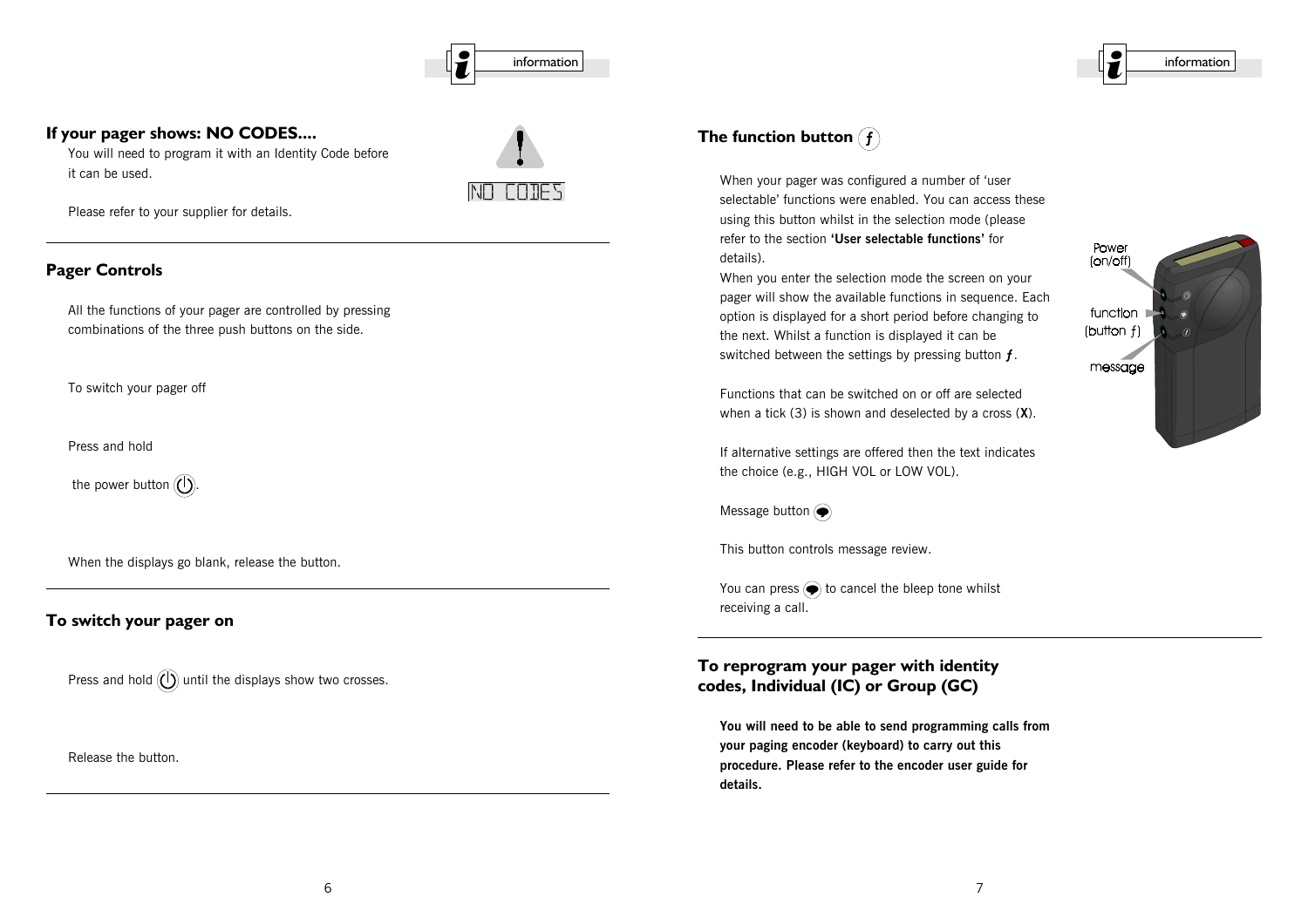## If your pager shows: NO CODES....

You will need to program it with an Identity Code before it can be used.

NO CODES

Please refer to your supplier for details.

## Pager Controls

All the functions of your pager are controlled by pressing combinations of the three push buttons on the side.

To switch your pager off

Press and hold

the power button (⏻).

When the displays go blank, release the button.

## To switch your pager on

Press and hold (⏻) until the displays show two crosses.

Release the button.

## The function button (*f*)

When your pager was configured a number of 'user selectable' functions were enabled. You can access these using this button whilst in the selection mode (please refer to the section **'User selectable functions'** for details).

When you enter the selection mode the screen on your pager will show the available functions in sequence. Each option is displayed for a short period before changing to the next. Whilst a function is displayed it can be switched between the settings by pressing button ***f***.

Power (on/off)

function (button *f*)

message

Functions that can be switched on or off are selected when a tick (3) is shown and deselected by a cross (**X**).

If alternative settings are offered then the text indicates the choice (e.g., HIGH VOL or LOW VOL).

Message button

This button controls message review.

You can press to cancel the bleep tone whilst receiving a call.

## To reprogram your pager with identity codes, Individual (IC) or Group (GC)

**You will need to be able to send programming calls from your paging encoder (keyboard) to carry out this procedure. Please refer to the encoder user guide for details.**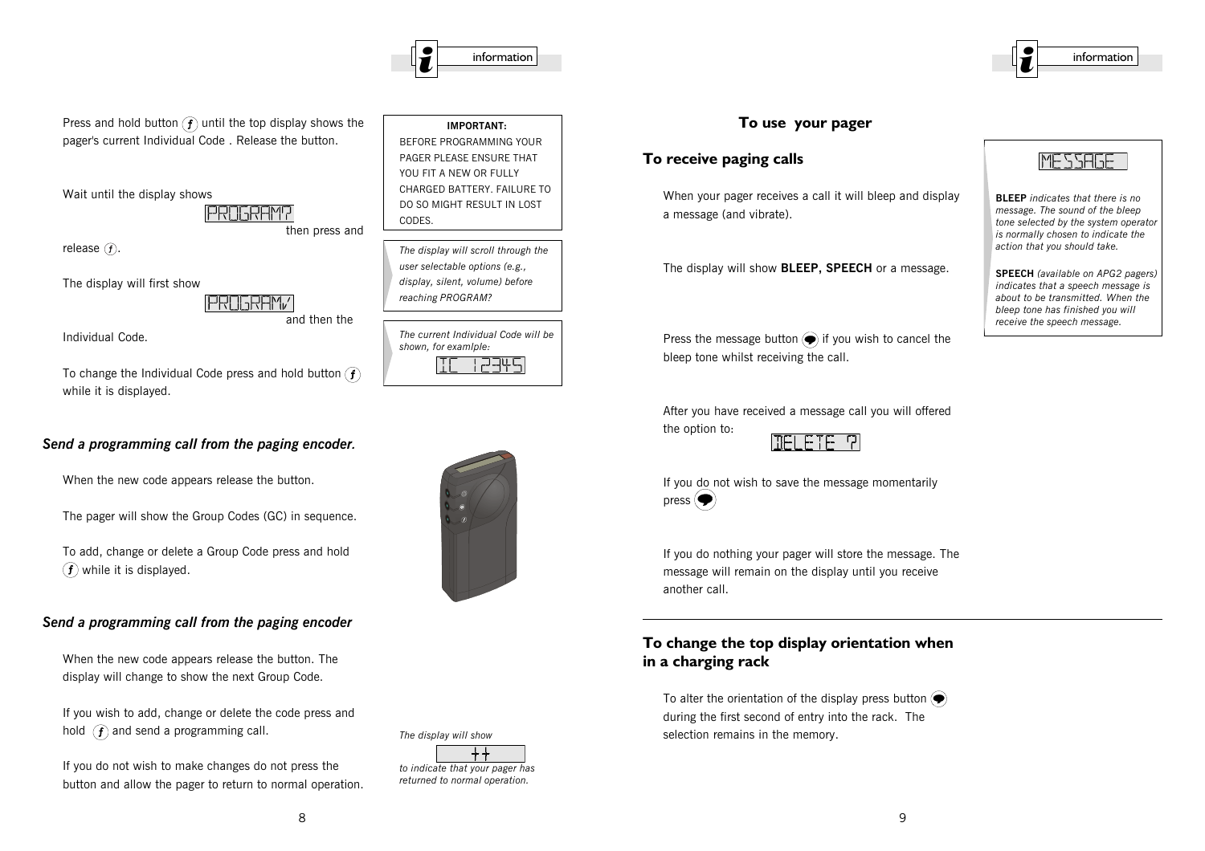Press and hold button (f) until the top display shows the pager's current Individual Code . Release the button.

Wait until the display shows

PROGRAM?

then press and release (f).

The display will first show

PROGRAM✓

and then the Individual Code.

To change the Individual Code press and hold button (f) while it is displayed.

> **IMPORTANT:**
> BEFORE PROGRAMMING YOUR PAGER PLEASE ENSURE THAT YOU FIT A NEW OR FULLY CHARGED BATTERY. FAILURE TO DO SO MIGHT RESULT IN LOST CODES.

> *The display will scroll through the user selectable options (e.g., display, silent, volume) before reaching PROGRAM?*

> *The current Individual Code will be shown, for examlple:*
>
> IC 12345

### *Send a programming call from the paging encoder.*

When the new code appears release the button.

The pager will show the Group Codes (GC) in sequence.

To add, change or delete a Group Code press and hold (f) while it is displayed.

### *Send a programming call from the paging encoder*

When the new code appears release the button. The display will change to show the next Group Code.

If you wish to add, change or delete the code press and hold (f) and send a programming call.

If you do not wish to make changes do not press the button and allow the pager to return to normal operation.

*The display will show*

++

*to indicate that your pager has returned to normal operation.*

## To use your pager

### To receive paging calls

When your pager receives a call it will bleep and display a message (and vibrate).

The display will show **BLEEP, SPEECH** or a message.

Press the message button if you wish to cancel the bleep tone whilst receiving the call.

After you have received a message call you will offered the option to:

DELETE ?

If you do not wish to save the message momentarily press

If you do nothing your pager will store the message. The message will remain on the display until you receive another call.

> MESSAGE
>
> **BLEEP** *indicates that there is no message. The sound of the bleep tone selected by the system operator is normally chosen to indicate the action that you should take.*
>
> **SPEECH** *(available on APG2 pagers) indicates that a speech message is about to be transmitted. When the bleep tone has finished you will receive the speech message.*

### To change the top display orientation when in a charging rack

To alter the orientation of the display press button during the first second of entry into the rack. The selection remains in the memory.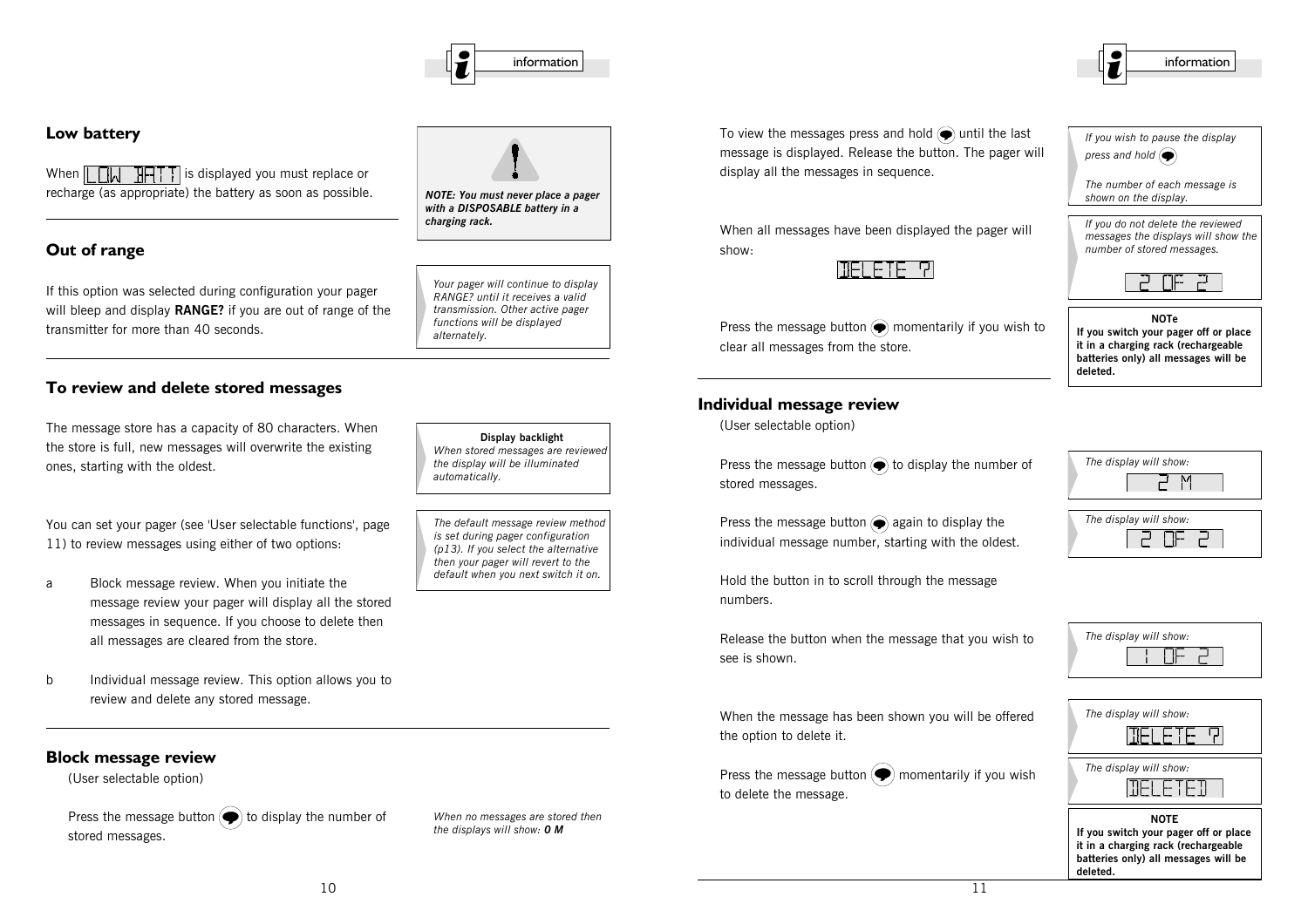## Low battery

When LOW BATT is displayed you must replace or recharge (as appropriate) the battery as soon as possible.

***NOTE: You must never place a pager with a DISPOSABLE battery in a charging rack.***

## Out of range

If this option was selected during configuration your pager will bleep and display **RANGE?** if you are out of range of the transmitter for more than 40 seconds.

*Your pager will continue to display RANGE? until it receives a valid transmission. Other active pager functions will be displayed alternately.*

## To review and delete stored messages

The message store has a capacity of 80 characters. When the store is full, new messages will overwrite the existing ones, starting with the oldest.

**Display backlight**
*When stored messages are reviewed the display will be illuminated automatically.*

You can set your pager (see 'User selectable functions', page 11) to review messages using either of two options:

*The default message review method is set during pager configuration (p13). If you select the alternative then your pager will revert to the default when you next switch it on.*

a Block message review. When you initiate the message review your pager will display all the stored messages in sequence. If you choose to delete then all messages are cleared from the store.

b Individual message review. This option allows you to review and delete any stored message.

## Block message review

(User selectable option)

Press the message button to display the number of stored messages.

*When no messages are stored then the displays will show: **0 M***

To view the messages press and hold until the last message is displayed. Release the button. The pager will display all the messages in sequence.

*If you wish to pause the display press and hold*

*The number of each message is shown on the display.*

When all messages have been displayed the pager will show:

DELETE ?

*If you do not delete the reviewed messages the displays will show the number of stored messages.*

2 OF 2

Press the message button momentarily if you wish to clear all messages from the store.

**NOTe**
**If you switch your pager off or place it in a charging rack (rechargeable batteries only) all messages will be deleted.**

## Individual message review

(User selectable option)

Press the message button to display the number of stored messages.

*The display will show:* 2 M

Press the message button again to display the individual message number, starting with the oldest.

*The display will show:* 2 OF 2

Hold the button in to scroll through the message numbers.

Release the button when the message that you wish to see is shown.

*The display will show:* 1 OF 2

When the message has been shown you will be offered the option to delete it.

*The display will show:* DELETE ?

Press the message button momentarily if you wish to delete the message.

*The display will show:* DELETED

**NOTE**
**If you switch your pager off or place it in a charging rack (rechargeable batteries only) all messages will be deleted.**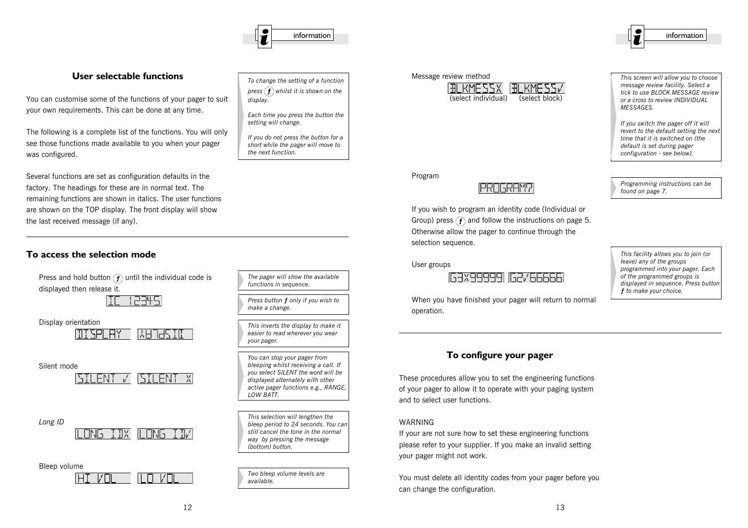## User selectable functions

You can customise some of the functions of your pager to suit your own requirements. This can be done at any time.

The following is a complete list of the functions. You will only see those functions made available to you when your pager was configured.

Several functions are set as configuration defaults in the factory. The headings for these are in normal text. The remaining functions are shown in italics. The user functions are shown on the TOP display. The front display will show the last received message (if any).

*To change the setting of a function press (f) whilst it is shown on the display.*

*Each time you press the button the setting will change.*

*If you do not press the button for a short while the pager will move to the next function.*

## To access the selection mode

Press and hold button (f) until the individual code is displayed then release it.

IC 12345

*The pager will show the available functions in sequence.*

*Press button f only if you wish to make a change.*

Display orientation

DISPLAY | YV7dSIQ

*This inverts the display to make it easier to read wherever you wear your pager.*

Silent mode

SILENT ✓ | SILENT X

*You can stop your pager from bleeping whilst receiving a call. If you select SILENT the word will be displayed alternately with other active pager functions e.g., RANGE, LOW BATT.*

*Long ID*

LONG IDX | LONG ID✓

*This selection will lengthen the bleep period to 24 seconds. You can still cancel the tone in the normal way by pressing the message (bottom) button.*

Bleep volume

HI VOL | LO VOL

*Two bleep volume levels are available.*

Message review method

BLKMESSX (select individual) | BLKMESS✓ (select block)

*This screen will allow you to choose message review facility. Select a tick to use BLOCK MESSAGE review or a cross to review INDIVIDUAL MESSAGES.*

*If you switch the pager off it will revert to the default setting the next time that it is switched on (the default is set during pager configuration - see below).*

Program

PROGRAM?

*Programming instructions can be found on page 7.*

If you wish to program an identity code (Individual or Group) press (f) and follow the instructions on page 5. Otherwise allow the pager to continue through the selection sequence.

User groups

G3X99999 | G2✓66666

*This facility allows you to join (or leave) any of the groups programmed into your pager. Each of the programmed groups is displayed in sequence. Press button f to make your choice.*

When you have finished your pager will return to normal operation.

## To configure your pager

These procedures allow you to set the engineering functions of your pager to allow it to operate with your paging system and to select user functions.

WARNING
If your are not sure how to set these engineering functions please refer to your supplier. If you make an invalid setting your pager might not work.

You must delete all identity codes from your pager before you can change the configuration.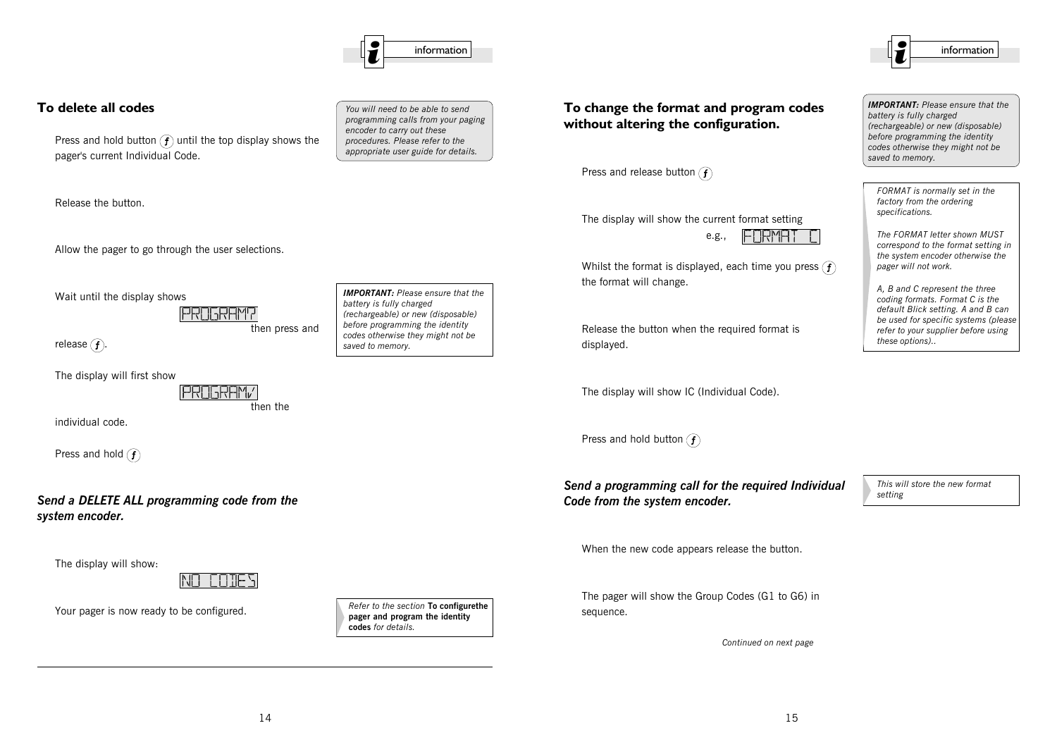## To delete all codes

> *You will need to be able to send programming calls from your paging encoder to carry out these procedures. Please refer to the appropriate user guide for details.*

Press and hold button (f) until the top display shows the pager's current Individual Code.

Release the button.

Allow the pager to go through the user selections.

Wait until the display shows PROGRAM? then press and release (f).

> ***IMPORTANT:** Please ensure that the battery is fully charged (rechargeable) or new (disposable) before programming the identity codes otherwise they might not be saved to memory.*

The display will first show PROGRAM✓ then the individual code.

Press and hold (f)

### *Send a DELETE ALL programming code from the system encoder.*

The display will show: NO CODES

Your pager is now ready to be configured.

> *Refer to the section* **To configurethe pager and program the identity codes** *for details.*

## To change the format and program codes without altering the configuration.

> ***IMPORTANT:** Please ensure that the battery is fully charged (rechargeable) or new (disposable) before programming the identity codes otherwise they might not be saved to memory.*

Press and release button (f)

The display will show the current format setting e.g., FORMAT C

> *FORMAT is normally set in the factory from the ordering specifications.*
>
> *The FORMAT letter shown MUST correspond to the format setting in the system encoder otherwise the pager will not work.*
>
> *A, B and C represent the three coding formats. Format C is the default Blick setting. A and B can be used for specific systems (please refer to your supplier before using these options)..*

Whilst the format is displayed, each time you press (f) the format will change.

Release the button when the required format is displayed.

The display will show IC (Individual Code).

Press and hold button (f)

### *Send a programming call for the required Individual Code from the system encoder.*

> *This will store the new format setting*

When the new code appears release the button.

The pager will show the Group Codes (G1 to G6) in sequence.

*Continued on next page*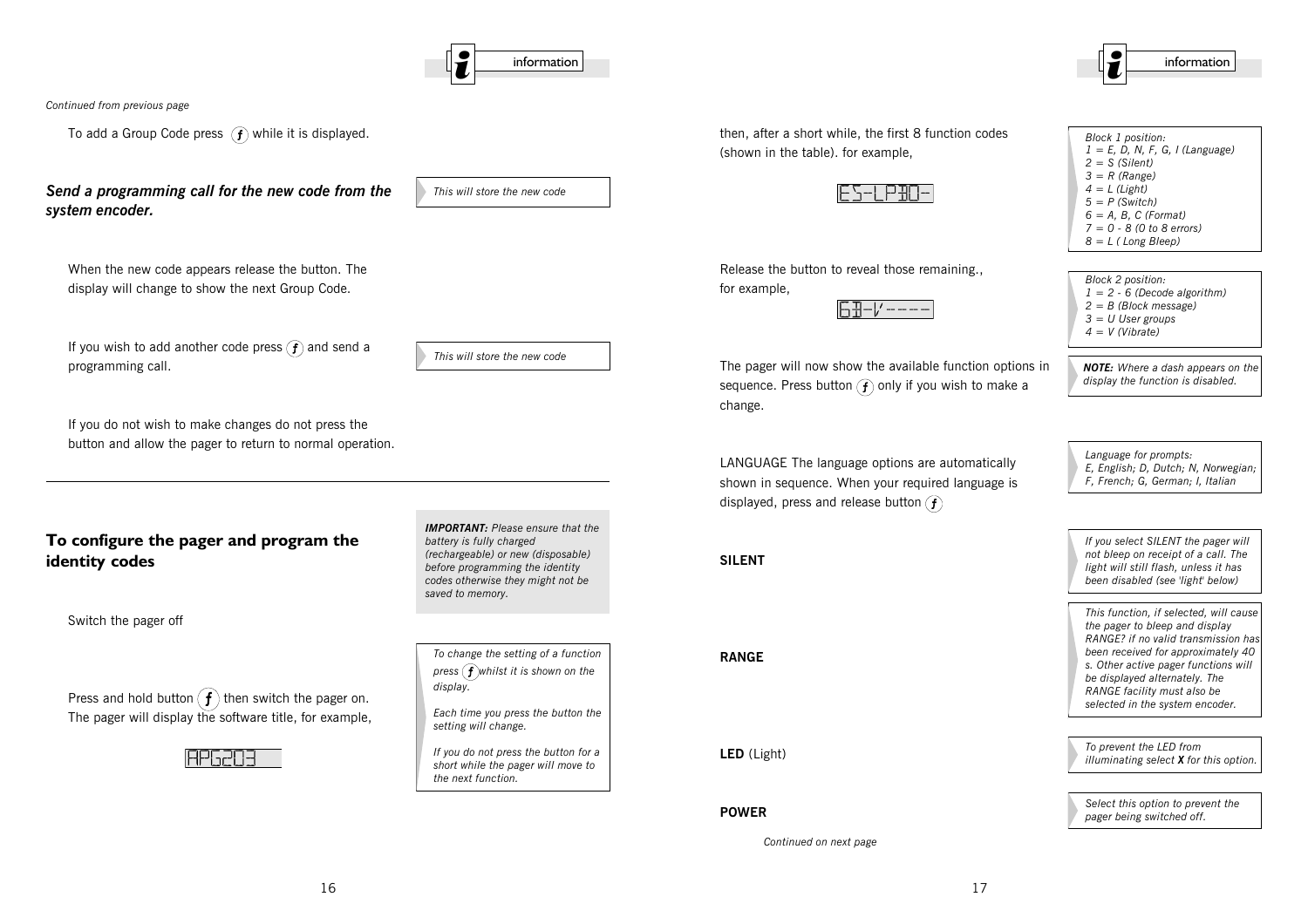*Continued from previous page*

To add a Group Code press (f) while it is displayed.

***Send a programming call for the new code from the system encoder.***

*This will store the new code*

When the new code appears release the button. The display will change to show the next Group Code.

If you wish to add another code press (f) and send a programming call.

*This will store the new code*

If you do not wish to make changes do not press the button and allow the pager to return to normal operation.

---

## To configure the pager and program the identity codes

***IMPORTANT:*** *Please ensure that the battery is fully charged (rechargeable) or new (disposable) before programming the identity codes otherwise they might not be saved to memory.*

Switch the pager off

Press and hold button (f) then switch the pager on. The pager will display the software title, for example,

APG203

*To change the setting of a function press (f) whilst it is shown on the display.*

*Each time you press the button the setting will change.*

*If you do not press the button for a short while the pager will move to the next function.*

then, after a short while, the first 8 function codes (shown in the table). for example,

ES-LPB0-

*Block 1 position:*
*1 = E, D, N, F, G, I (Language)*
*2 = S (Silent)*
*3 = R (Range)*
*4 = L (Light)*
*5 = P (Switch)*
*6 = A, B, C (Format)*
*7 = 0 - 8 (0 to 8 errors)*
*8 = L ( Long Bleep)*

Release the button to reveal those remaining., for example,

6B-V----

*Block 2 position:*
*1 = 2 - 6 (Decode algorithm)*
*2 = B (Block message)*
*3 = U User groups*
*4 = V (Vibrate)*

The pager will now show the available function options in sequence. Press button (f) only if you wish to make a change.

***NOTE:*** *Where a dash appears on the display the function is disabled.*

LANGUAGE The language options are automatically shown in sequence. When your required language is displayed, press and release button (f)

*Language for prompts:*
*E, English; D, Dutch; N, Norwegian; F, French; G, German; I, Italian*

**SILENT**

*If you select SILENT the pager will not bleep on receipt of a call. The light will still flash, unless it has been disabled (see 'light' below)*

**RANGE**

*This function, if selected, will cause the pager to bleep and display RANGE? if no valid transmission has been received for approximately 40 s. Other active pager functions will be displayed alternately. The RANGE facility must also be selected in the system encoder.*

**LED** (Light)

*To prevent the LED from illuminating select **X** for this option.*

**POWER**

*Select this option to prevent the pager being switched off.*

*Continued on next page*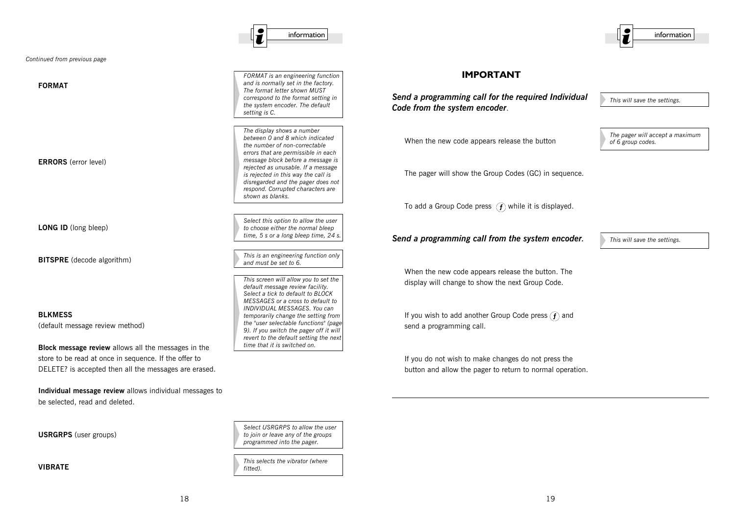*Continued from previous page*

**FORMAT**

*FORMAT is an engineering function and is normally set in the factory. The format letter shown MUST correspond to the format setting in the system encoder. The default setting is C.*

**ERRORS** (error level)

*The display shows a number between 0 and 8 which indicated the number of non-correctable errors that are permissible in each message block before a message is rejected as unusable. If a message is rejected in this way the call is disregarded and the pager does not respond. Corrupted characters are shown as blanks.*

**LONG ID** (long bleep)

*Select this option to allow the user to choose either the normal bleep time, 5 s or a long bleep time, 24 s.*

**BITSPRE** (decode algorithm)

*This is an engineering function only and must be set to 6.*

**BLKMESS**
(default message review method)

*This screen will allow you to set the default message review facility. Select a tick to default to BLOCK MESSAGES or a cross to default to INDIVIDUAL MESSAGES. You can temporarily change the setting from the "user selectable functions" (page 9). If you switch the pager off it will revert to the default setting the next time that it is switched on.*

**Block message review** allows all the messages in the store to be read at once in sequence. If the offer to DELETE? is accepted then all the messages are erased.

**Individual message review** allows individual messages to be selected, read and deleted.

**USRGRPS** (user groups)

*Select USRGRPS to allow the user to join or leave any of the groups programmed into the pager.*

**VIBRATE**

*This selects the vibrator (where fitted).*

## IMPORTANT

***Send a programming call for the required Individual Code from the system encoder*.**

*This will save the settings.*

When the new code appears release the button

*The pager will accept a maximum of 6 group codes.*

The pager will show the Group Codes (GC) in sequence.

To add a Group Code press (f) while it is displayed.

***Send a programming call from the system encoder.***

*This will save the settings.*

When the new code appears release the button. The display will change to show the next Group Code.

If you wish to add another Group Code press (f) and send a programming call.

If you do not wish to make changes do not press the button and allow the pager to return to normal operation.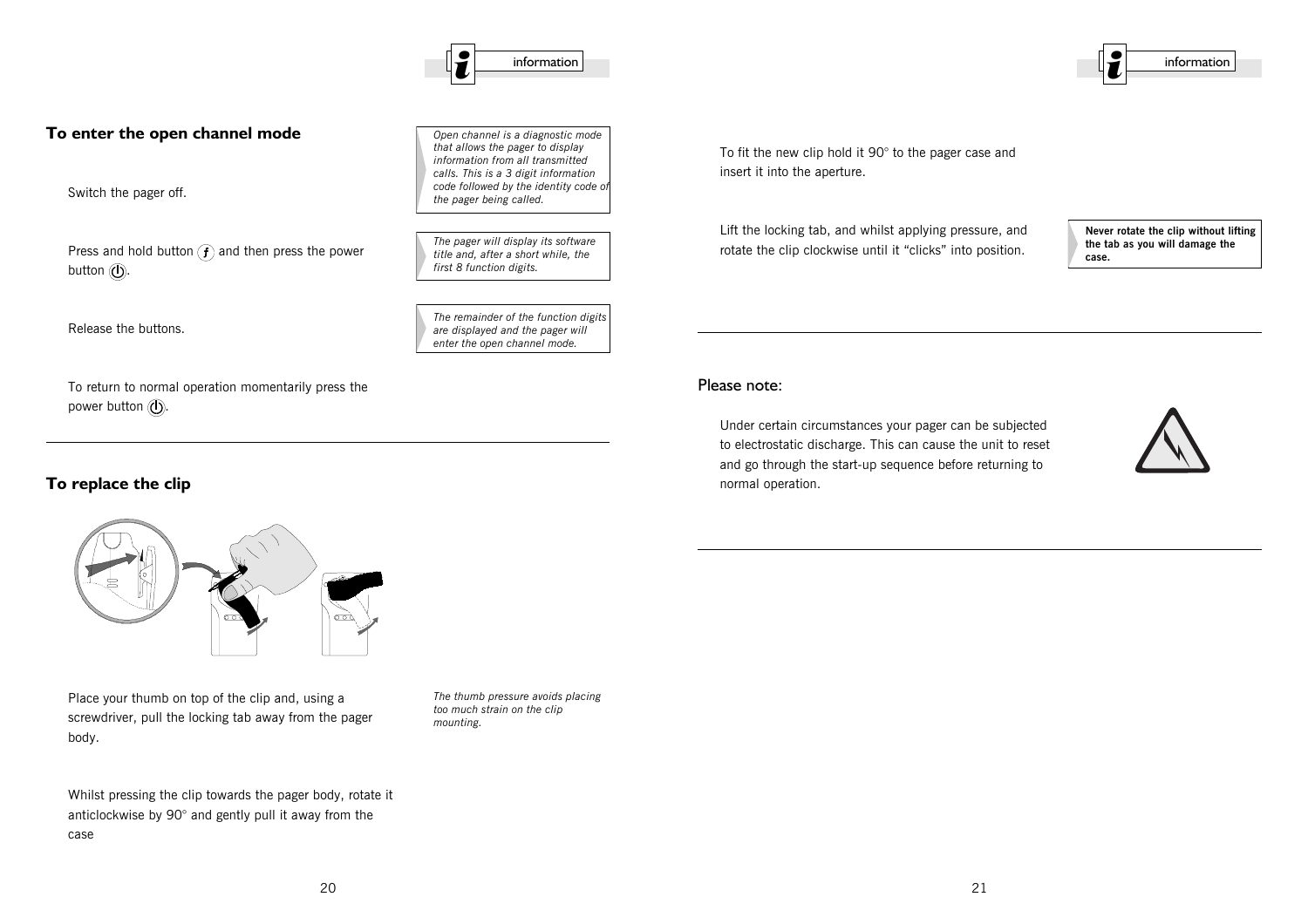## To enter the open channel mode

*Open channel is a diagnostic mode that allows the pager to display information from all transmitted calls. This is a 3 digit information code followed by the identity code of the pager being called.*

Switch the pager off.

Press and hold button (f) and then press the power button (⏻).

*The pager will display its software title and, after a short while, the first 8 function digits.*

Release the buttons.

*The remainder of the function digits are displayed and the pager will enter the open channel mode.*

To return to normal operation momentarily press the power button (⏻).

---

## To replace the clip

Place your thumb on top of the clip and, using a screwdriver, pull the locking tab away from the pager body.

*The thumb pressure avoids placing too much strain on the clip mounting.*

Whilst pressing the clip towards the pager body, rotate it anticlockwise by 90° and gently pull it away from the case

To fit the new clip hold it 90° to the pager case and insert it into the aperture.

Lift the locking tab, and whilst applying pressure, and rotate the clip clockwise until it "clicks" into position.

**Never rotate the clip without lifting the tab as you will damage the case.**

---

## Please note:

Under certain circumstances your pager can be subjected to electrostatic discharge. This can cause the unit to reset and go through the start-up sequence before returning to normal operation.

---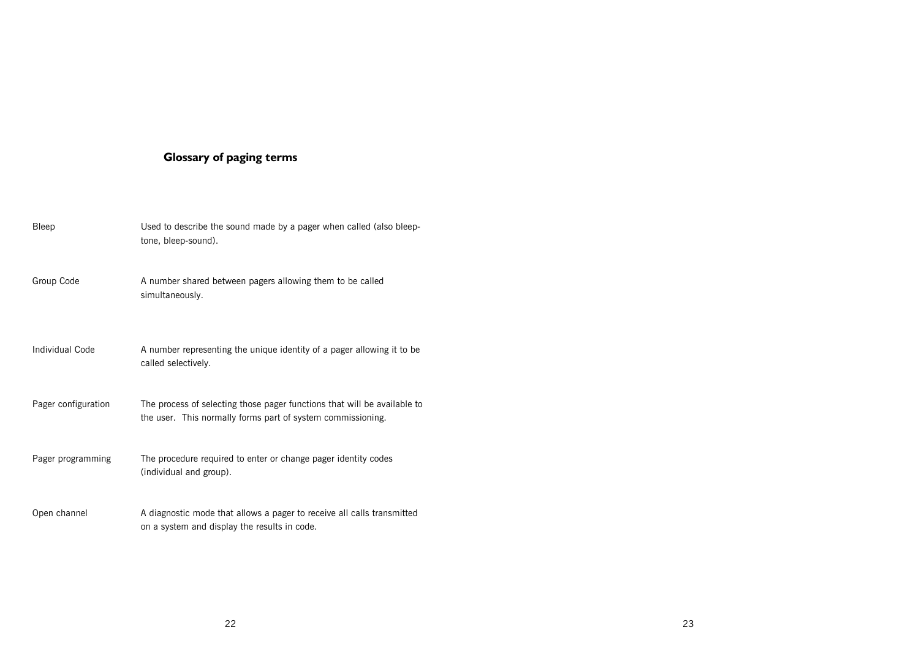## Glossary of paging terms

| Term | Definition |
|---|---|
| Bleep | Used to describe the sound made by a pager when called (also bleep-tone, bleep-sound). |
| Group Code | A number shared between pagers allowing them to be called simultaneously. |
| Individual Code | A number representing the unique identity of a pager allowing it to be called selectively. |
| Pager configuration | The process of selecting those pager functions that will be available to the user. This normally forms part of system commissioning. |
| Pager programming | The procedure required to enter or change pager identity codes (individual and group). |
| Open channel | A diagnostic mode that allows a pager to receive all calls transmitted on a system and display the results in code. |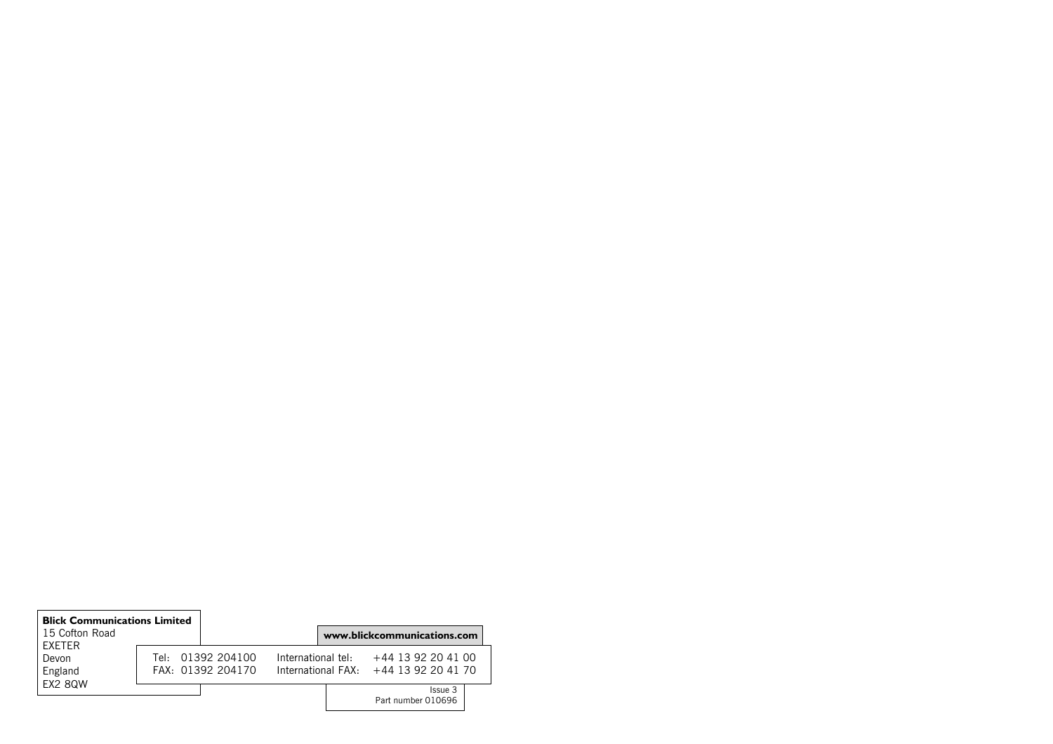**Blick Communications Limited**
15 Cofton Road
EXETER
Devon
England
EX2 8QW

**www.blickcommunications.com**

| | | | |
|---|---|---|---|
| Tel: | 01392 204100 | International tel: | +44 13 92 20 41 00 |
| FAX: | 01392 204170 | International FAX: | +44 13 92 20 41 70 |

Issue 3
Part number 010696